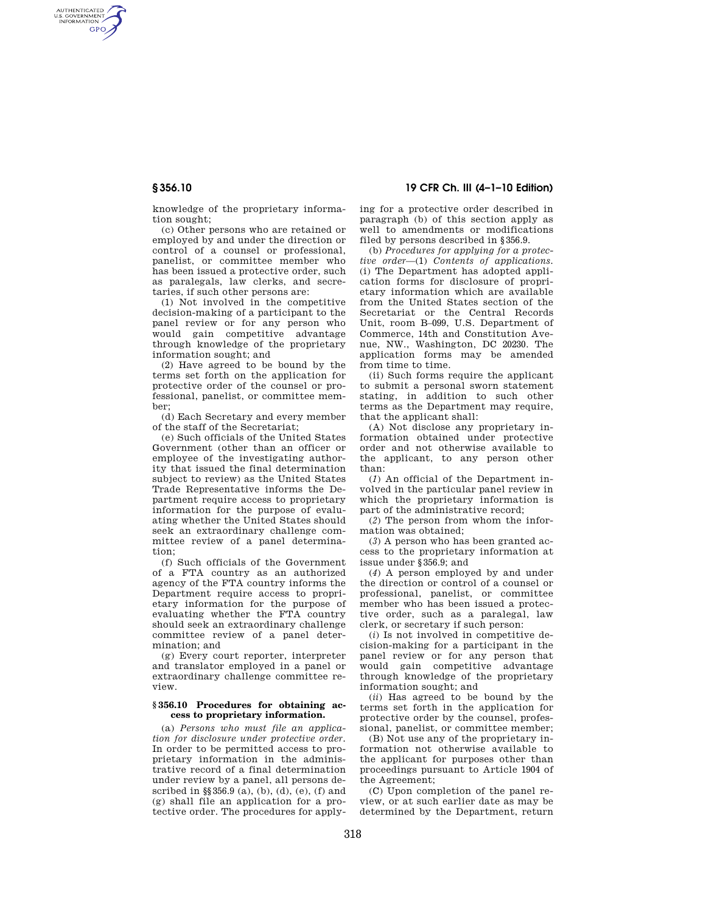knowledge of the proprietary information sought;

(c) Other persons who are retained or employed by and under the direction or control of a counsel or professional, panelist, or committee member who has been issued a protective order, such as paralegals, law clerks, and secretaries, if such other persons are:

(1) Not involved in the competitive decision-making of a participant to the panel review or for any person who would gain competitive advantage through knowledge of the proprietary information sought; and

(2) Have agreed to be bound by the terms set forth on the application for protective order of the counsel or professional, panelist, or committee member;

(d) Each Secretary and every member of the staff of the Secretariat;

(e) Such officials of the United States Government (other than an officer or employee of the investigating authority that issued the final determination subject to review) as the United States Trade Representative informs the Department require access to proprietary information for the purpose of evaluating whether the United States should seek an extraordinary challenge committee review of a panel determination;

(f) Such officials of the Government of a FTA country as an authorized agency of the FTA country informs the Department require access to proprietary information for the purpose of evaluating whether the FTA country should seek an extraordinary challenge committee review of a panel determination; and

(g) Every court reporter, interpreter and translator employed in a panel or extraordinary challenge committee review.

### § 356.10 Procedures for obtaining access to proprietary information.

(a) *Persons who must file an application for disclosure under protective order.* In order to be permitted access to proprietary information in the administrative record of a final determination under review by a panel, all persons described in §§ 356.9 (a), (b), (d), (e), (f) and (g) shall file an application for a protective order. The procedures for applying for a protective order described in paragraph (b) of this section apply as well to amendments or modifications filed by persons described in § 356.9.

(b) *Procedures for applying for a protective order*—(1) *Contents of applications.* (i) The Department has adopted application forms for disclosure of proprietary information which are available from the United States section of the Secretariat or the Central Records Unit, room B–099, U.S. Department of Commerce, 14th and Constitution Avenue, NW., Washington, DC 20230. The application forms may be amended from time to time.

(ii) Such forms require the applicant to submit a personal sworn statement stating, in addition to such other terms as the Department may require, that the applicant shall:

(A) Not disclose any proprietary information obtained under protective order and not otherwise available to the applicant, to any person other than:

(*1*) An official of the Department involved in the particular panel review in which the proprietary information is part of the administrative record;

(*2*) The person from whom the information was obtained;

(*3*) A person who has been granted access to the proprietary information at issue under § 356.9; and

(*4*) A person employed by and under the direction or control of a counsel or professional, panelist, or committee member who has been issued a protective order, such as a paralegal, law clerk, or secretary if such person:

(*i*) Is not involved in competitive decision-making for a participant in the panel review or for any person that would gain competitive advantage through knowledge of the proprietary information sought; and

(*ii*) Has agreed to be bound by the terms set forth in the application for protective order by the counsel, professional, panelist, or committee member;

(B) Not use any of the proprietary information not otherwise available to the applicant for purposes other than proceedings pursuant to Article 1904 of the Agreement;

(C) Upon completion of the panel review, or at such earlier date as may be determined by the Department, return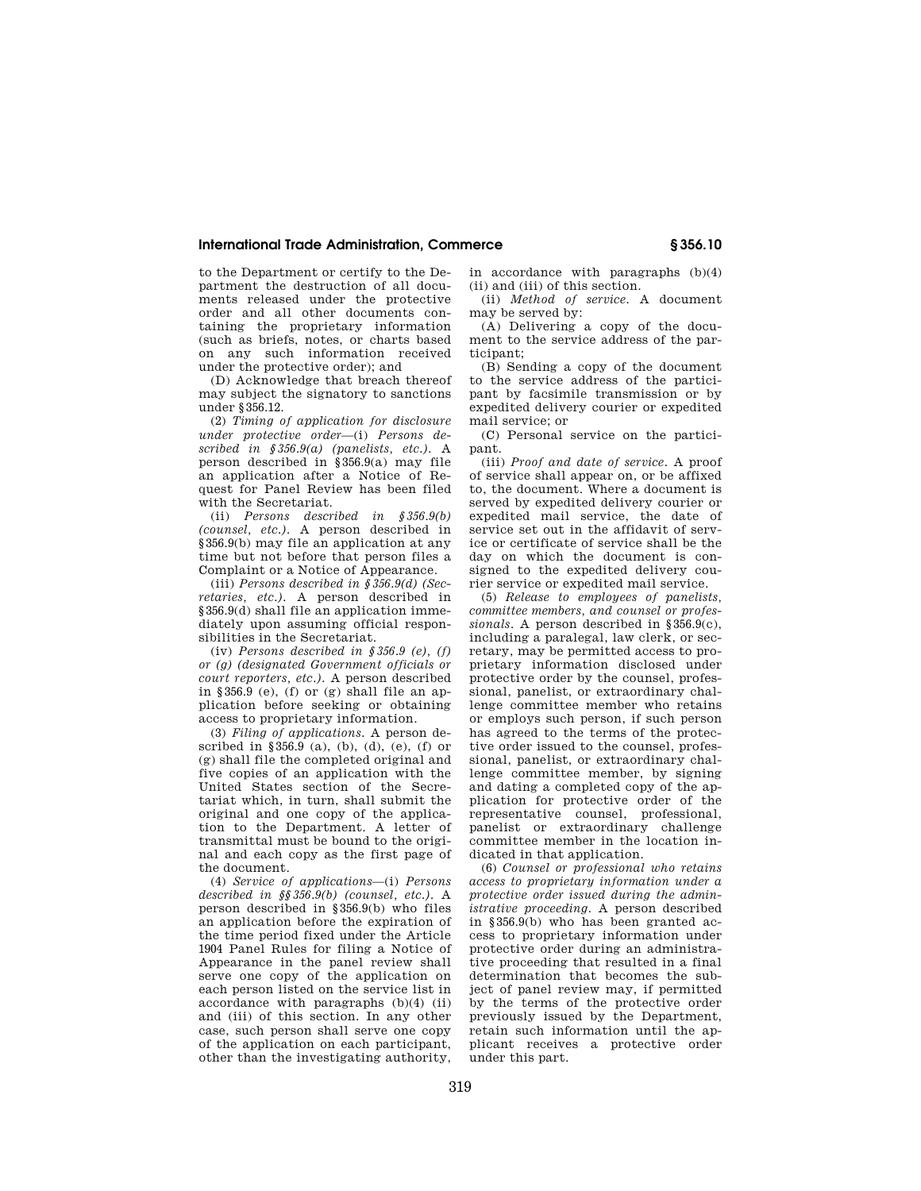to the Department or certify to the Department the destruction of all documents released under the protective order and all other documents containing the proprietary information (such as briefs, notes, or charts based on any such information received under the protective order); and

(D) Acknowledge that breach thereof may subject the signatory to sanctions under §356.12.

(2) *Timing of application for disclosure under protective order*—(i) *Persons described in §356.9(a) (panelists, etc.).* A person described in §356.9(a) may file an application after a Notice of Request for Panel Review has been filed with the Secretariat.

(ii) *Persons described in §356.9(b) (counsel, etc.).* A person described in §356.9(b) may file an application at any time but not before that person files a Complaint or a Notice of Appearance.

(iii) *Persons described in §356.9(d) (Secretaries, etc.).* A person described in §356.9(d) shall file an application immediately upon assuming official responsibilities in the Secretariat.

(iv) *Persons described in §356.9 (e), (f) or (g) (designated Government officials or court reporters, etc.).* A person described in §356.9 (e), (f) or (g) shall file an application before seeking or obtaining access to proprietary information.

(3) *Filing of applications.* A person described in §356.9 (a), (b), (d), (e), (f) or (g) shall file the completed original and five copies of an application with the United States section of the Secretariat which, in turn, shall submit the original and one copy of the application to the Department. A letter of transmittal must be bound to the original and each copy as the first page of the document.

(4) *Service of applications*—(i) *Persons described in §§356.9(b) (counsel, etc.).* A person described in §356.9(b) who files an application before the expiration of the time period fixed under the Article 1904 Panel Rules for filing a Notice of Appearance in the panel review shall serve one copy of the application on each person listed on the service list in accordance with paragraphs (b)(4) (ii) and (iii) of this section. In any other case, such person shall serve one copy of the application on each participant, other than the investigating authority, in accordance with paragraphs (b)(4) (ii) and (iii) of this section.

(ii) *Method of service.* A document may be served by:

(A) Delivering a copy of the document to the service address of the participant;

(B) Sending a copy of the document to the service address of the participant by facsimile transmission or by expedited delivery courier or expedited mail service; or

(C) Personal service on the participant.

(iii) *Proof and date of service.* A proof of service shall appear on, or be affixed to, the document. Where a document is served by expedited delivery courier or expedited mail service, the date of service set out in the affidavit of service or certificate of service shall be the day on which the document is consigned to the expedited delivery courier service or expedited mail service.

(5) *Release to employees of panelists, committee members, and counsel or professionals.* A person described in §356.9(c), including a paralegal, law clerk, or secretary, may be permitted access to proprietary information disclosed under protective order by the counsel, professional, panelist, or extraordinary challenge committee member who retains or employs such person, if such person has agreed to the terms of the protective order issued to the counsel, professional, panelist, or extraordinary challenge committee member, by signing and dating a completed copy of the application for protective order of the representative counsel, professional, panelist or extraordinary challenge committee member in the location indicated in that application.

(6) *Counsel or professional who retains access to proprietary information under a protective order issued during the administrative proceeding.* A person described in §356.9(b) who has been granted access to proprietary information under protective order during an administrative proceeding that resulted in a final determination that becomes the subject of panel review may, if permitted by the terms of the protective order previously issued by the Department, retain such information until the applicant receives a protective order under this part.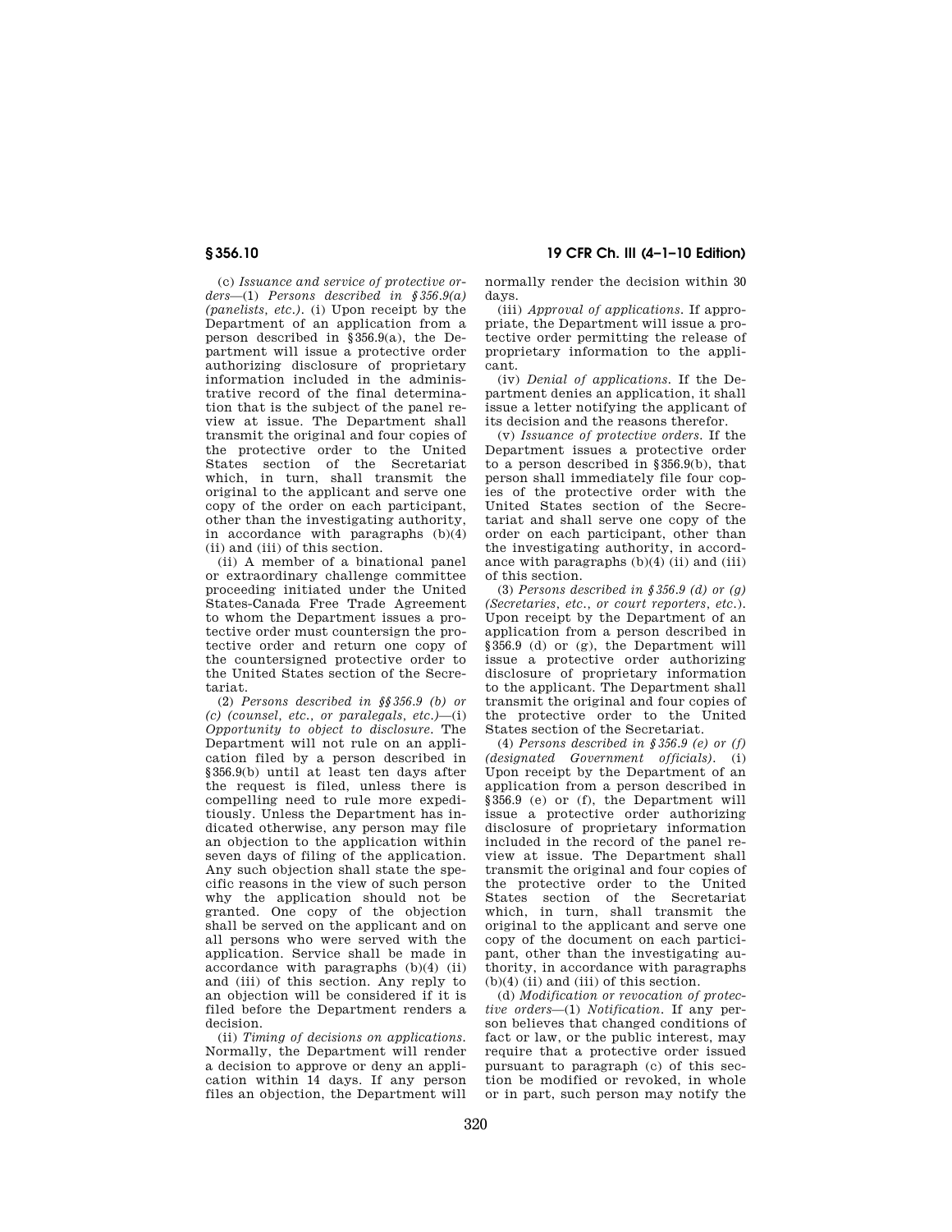(c) *Issuance and service of protective orders*—(1) *Persons described in § 356.9(a) (panelists, etc.).* (i) Upon receipt by the Department of an application from a person described in §356.9(a), the Department will issue a protective order authorizing disclosure of proprietary information included in the administrative record of the final determination that is the subject of the panel review at issue. The Department shall transmit the original and four copies of the protective order to the United States section of the Secretariat which, in turn, shall transmit the original to the applicant and serve one copy of the order on each participant, other than the investigating authority, in accordance with paragraphs (b)(4) (ii) and (iii) of this section.

(ii) A member of a binational panel or extraordinary challenge committee proceeding initiated under the United States-Canada Free Trade Agreement to whom the Department issues a protective order must countersign the protective order and return one copy of the countersigned protective order to the United States section of the Secretariat.

(2) *Persons described in §§ 356.9 (b) or (c) (counsel, etc., or paralegals, etc.)*—(i) *Opportunity to object to disclosure.* The Department will not rule on an application filed by a person described in §356.9(b) until at least ten days after the request is filed, unless there is compelling need to rule more expeditiously. Unless the Department has indicated otherwise, any person may file an objection to the application within seven days of filing of the application. Any such objection shall state the specific reasons in the view of such person why the application should not be granted. One copy of the objection shall be served on the applicant and on all persons who were served with the application. Service shall be made in accordance with paragraphs (b)(4) (ii) and (iii) of this section. Any reply to an objection will be considered if it is filed before the Department renders a decision.

(ii) *Timing of decisions on applications.* Normally, the Department will render a decision to approve or deny an application within 14 days. If any person files an objection, the Department will normally render the decision within 30 days.

(iii) *Approval of applications.* If appropriate, the Department will issue a protective order permitting the release of proprietary information to the applicant.

(iv) *Denial of applications.* If the Department denies an application, it shall issue a letter notifying the applicant of its decision and the reasons therefor.

(v) *Issuance of protective orders.* If the Department issues a protective order to a person described in §356.9(b), that person shall immediately file four copies of the protective order with the United States section of the Secretariat and shall serve one copy of the order on each participant, other than the investigating authority, in accordance with paragraphs (b)(4) (ii) and (iii) of this section.

(3) *Persons described in § 356.9 (d) or (g) (Secretaries, etc., or court reporters, etc.).* Upon receipt by the Department of an application from a person described in §356.9 (d) or (g), the Department will issue a protective order authorizing disclosure of proprietary information to the applicant. The Department shall transmit the original and four copies of the protective order to the United States section of the Secretariat.

(4) *Persons described in § 356.9 (e) or (f) (designated Government officials).* (i) Upon receipt by the Department of an application from a person described in §356.9 (e) or (f), the Department will issue a protective order authorizing disclosure of proprietary information included in the record of the panel review at issue. The Department shall transmit the original and four copies of the protective order to the United States section of the Secretariat which, in turn, shall transmit the original to the applicant and serve one copy of the document on each participant, other than the investigating authority, in accordance with paragraphs (b)(4) (ii) and (iii) of this section.

(d) *Modification or revocation of protective orders*—(1) *Notification.* If any person believes that changed conditions of fact or law, or the public interest, may require that a protective order issued pursuant to paragraph (c) of this section be modified or revoked, in whole or in part, such person may notify the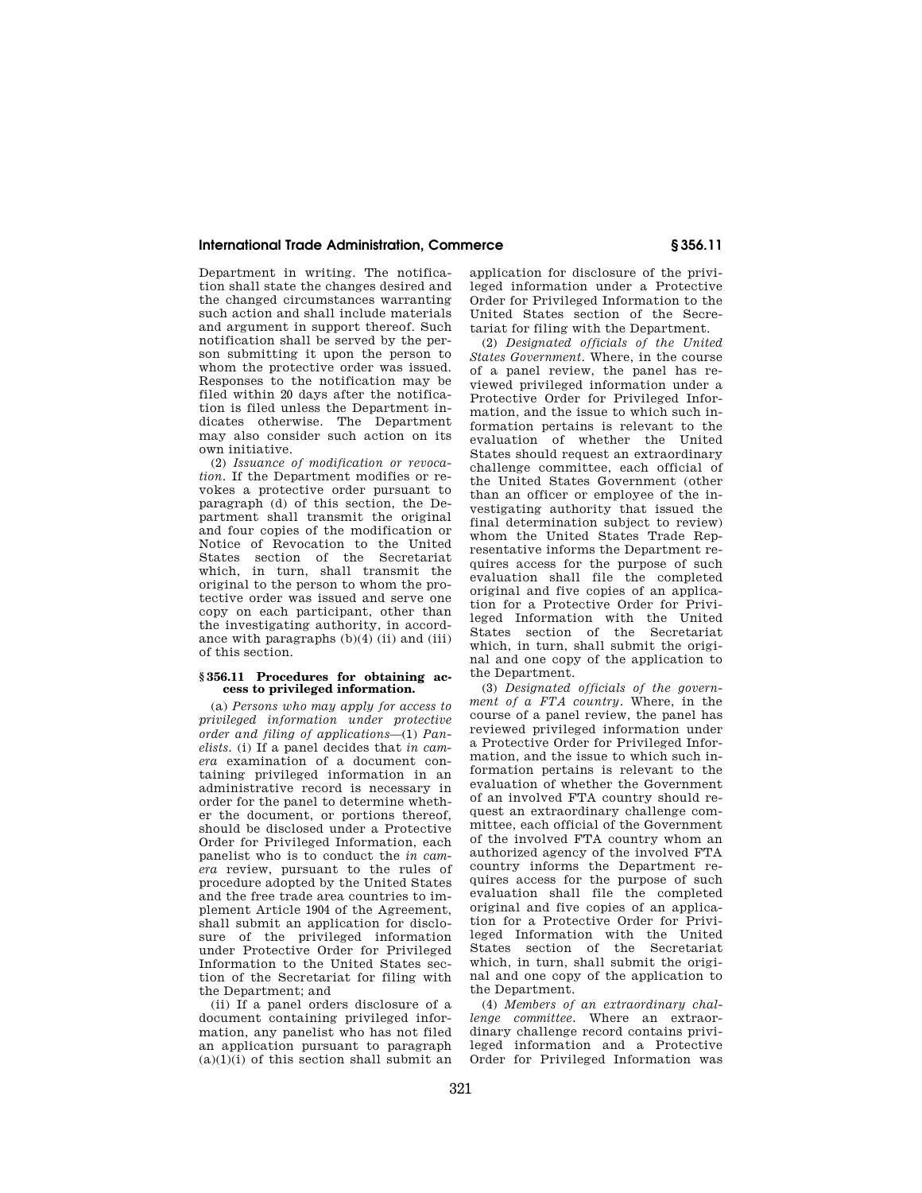Department in writing. The notification shall state the changes desired and the changed circumstances warranting such action and shall include materials and argument in support thereof. Such notification shall be served by the person submitting it upon the person to whom the protective order was issued. Responses to the notification may be filed within 20 days after the notification is filed unless the Department indicates otherwise. The Department may also consider such action on its own initiative.

(2) *Issuance of modification or revocation.* If the Department modifies or revokes a protective order pursuant to paragraph (d) of this section, the Department shall transmit the original and four copies of the modification or Notice of Revocation to the United States section of the Secretariat which, in turn, shall transmit the original to the person to whom the protective order was issued and serve one copy on each participant, other than the investigating authority, in accordance with paragraphs (b)(4) (ii) and (iii) of this section.

### § 356.11 Procedures for obtaining access to privileged information.

(a) *Persons who may apply for access to privileged information under protective order and filing of applications*—(1) *Panelists.* (i) If a panel decides that *in camera* examination of a document containing privileged information in an administrative record is necessary in order for the panel to determine whether the document, or portions thereof, should be disclosed under a Protective Order for Privileged Information, each panelist who is to conduct the *in camera* review, pursuant to the rules of procedure adopted by the United States and the free trade area countries to implement Article 1904 of the Agreement, shall submit an application for disclosure of the privileged information under Protective Order for Privileged Information to the United States section of the Secretariat for filing with the Department; and

(ii) If a panel orders disclosure of a document containing privileged information, any panelist who has not filed an application pursuant to paragraph (a)(1)(i) of this section shall submit an application for disclosure of the privileged information under a Protective Order for Privileged Information to the United States section of the Secretariat for filing with the Department.

(2) *Designated officials of the United States Government.* Where, in the course of a panel review, the panel has reviewed privileged information under a Protective Order for Privileged Information, and the issue to which such information pertains is relevant to the evaluation of whether the United States should request an extraordinary challenge committee, each official of the United States Government (other than an officer or employee of the investigating authority that issued the final determination subject to review) whom the United States Trade Representative informs the Department requires access for the purpose of such evaluation shall file the completed original and five copies of an application for a Protective Order for Privileged Information with the United States section of the Secretariat which, in turn, shall submit the original and one copy of the application to the Department.

(3) *Designated officials of the government of a FTA country.* Where, in the course of a panel review, the panel has reviewed privileged information under a Protective Order for Privileged Information, and the issue to which such information pertains is relevant to the evaluation of whether the Government of an involved FTA country should request an extraordinary challenge committee, each official of the Government of the involved FTA country whom an authorized agency of the involved FTA country informs the Department requires access for the purpose of such evaluation shall file the completed original and five copies of an application for a Protective Order for Privileged Information with the United States section of the Secretariat which, in turn, shall submit the original and one copy of the application to the Department.

(4) *Members of an extraordinary challenge committee.* Where an extraordinary challenge record contains privileged information and a Protective Order for Privileged Information was